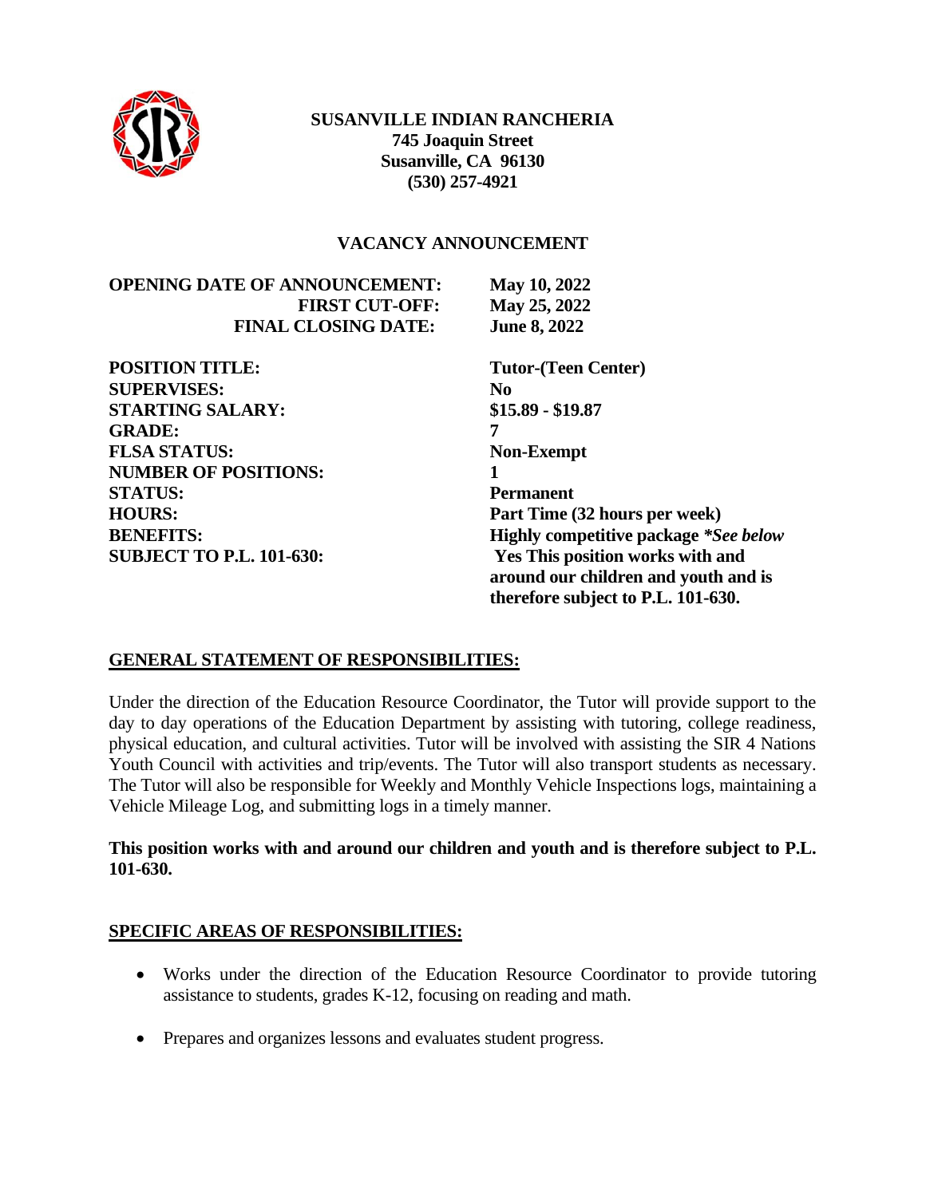**SUSANVILLE INDIAN RANCHERIA**
**745 Joaquin Street**
**Susanville, CA 96130**
**(530) 257-4921**

## VACANCY ANNOUNCEMENT

| | |
|---|---|
| **OPENING DATE OF ANNOUNCEMENT:** | **May 10, 2022** |
| **FIRST CUT-OFF:** | **May 25, 2022** |
| **FINAL CLOSING DATE:** | **June 8, 2022** |

| | |
|---|---|
| **POSITION TITLE:** | **Tutor-(Teen Center)** |
| **SUPERVISES:** | **No** |
| **STARTING SALARY:** | **$15.89 - $19.87** |
| **GRADE:** | **7** |
| **FLSA STATUS:** | **Non-Exempt** |
| **NUMBER OF POSITIONS:** | **1** |
| **STATUS:** | **Permanent** |
| **HOURS:** | **Part Time (32 hours per week)** |
| **BENEFITS:** | **Highly competitive package *\*See below*** |
| **SUBJECT TO P.L. 101-630:** | **Yes This position works with and around our children and youth and is therefore subject to P.L. 101-630.** |

### GENERAL STATEMENT OF RESPONSIBILITIES:

Under the direction of the Education Resource Coordinator, the Tutor will provide support to the day to day operations of the Education Department by assisting with tutoring, college readiness, physical education, and cultural activities. Tutor will be involved with assisting the SIR 4 Nations Youth Council with activities and trip/events. The Tutor will also transport students as necessary. The Tutor will also be responsible for Weekly and Monthly Vehicle Inspections logs, maintaining a Vehicle Mileage Log, and submitting logs in a timely manner.

**This position works with and around our children and youth and is therefore subject to P.L. 101-630.**

### SPECIFIC AREAS OF RESPONSIBILITIES:

- Works under the direction of the Education Resource Coordinator to provide tutoring assistance to students, grades K-12, focusing on reading and math.
- Prepares and organizes lessons and evaluates student progress.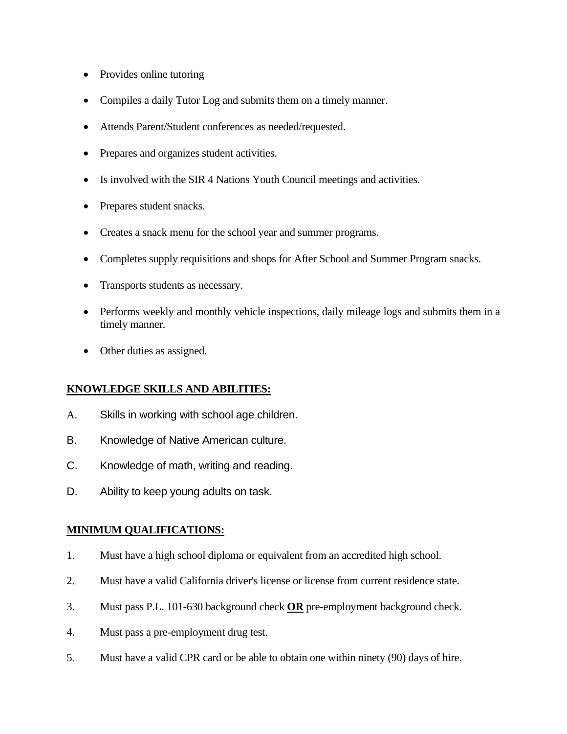- Provides online tutoring
- Compiles a daily Tutor Log and submits them on a timely manner.
- Attends Parent/Student conferences as needed/requested.
- Prepares and organizes student activities.
- Is involved with the SIR 4 Nations Youth Council meetings and activities.
- Prepares student snacks.
- Creates a snack menu for the school year and summer programs.
- Completes supply requisitions and shops for After School and Summer Program snacks.
- Transports students as necessary.
- Performs weekly and monthly vehicle inspections, daily mileage logs and submits them in a timely manner.
- Other duties as assigned.

**KNOWLEDGE SKILLS AND ABILITIES:**

A. Skills in working with school age children.

B. Knowledge of Native American culture.

C. Knowledge of math, writing and reading.

D. Ability to keep young adults on task.

**MINIMUM QUALIFICATIONS:**

1. Must have a high school diploma or equivalent from an accredited high school.
2. Must have a valid California driver's license or license from current residence state.
3. Must pass P.L. 101-630 background check **OR** pre-employment background check.
4. Must pass a pre-employment drug test.
5. Must have a valid CPR card or be able to obtain one within ninety (90) days of hire.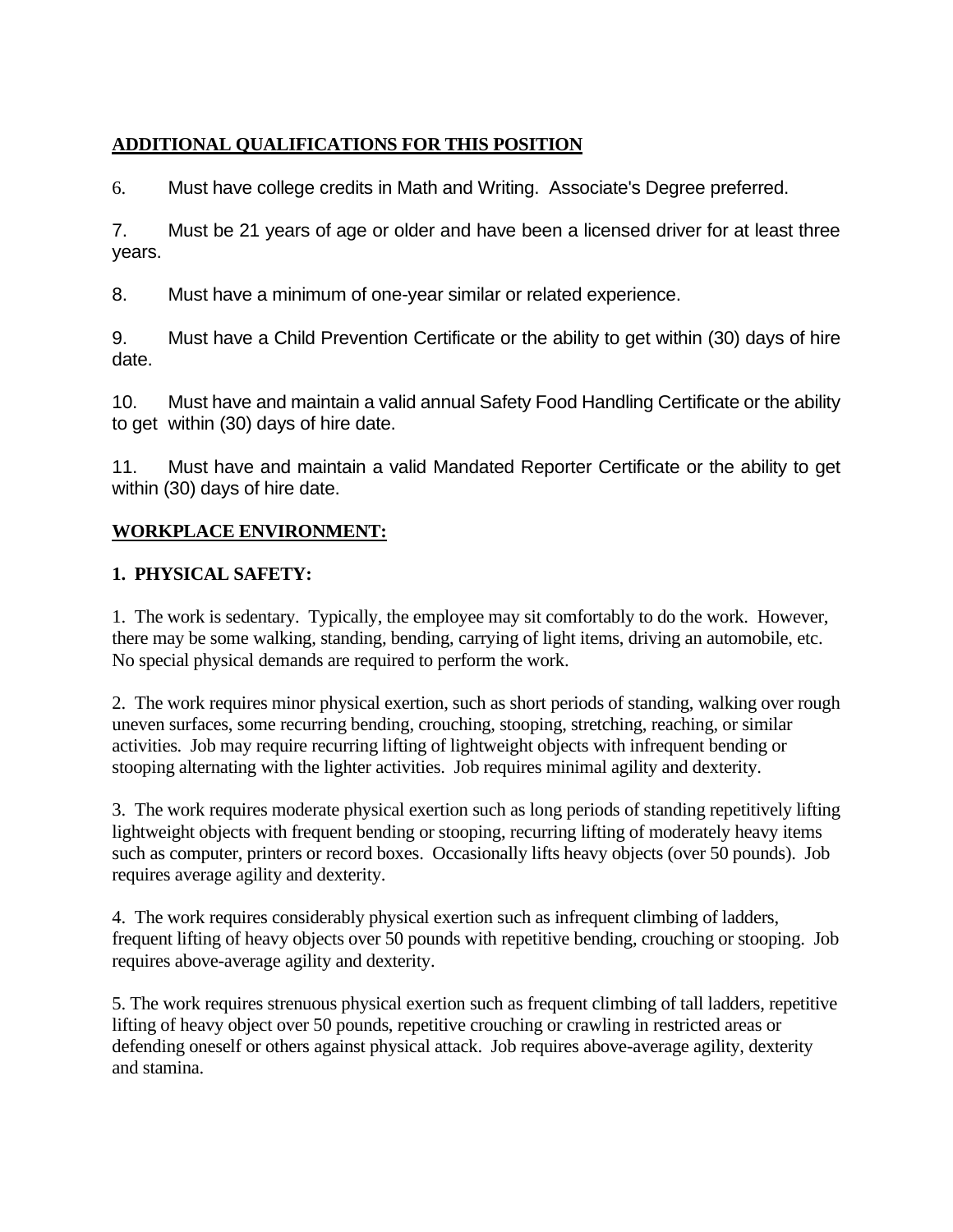**ADDITIONAL QUALIFICATIONS FOR THIS POSITION**

6. Must have college credits in Math and Writing. Associate's Degree preferred.

7. Must be 21 years of age or older and have been a licensed driver for at least three years.

8. Must have a minimum of one-year similar or related experience.

9. Must have a Child Prevention Certificate or the ability to get within (30) days of hire date.

10. Must have and maintain a valid annual Safety Food Handling Certificate or the ability to get within (30) days of hire date.

11. Must have and maintain a valid Mandated Reporter Certificate or the ability to get within (30) days of hire date.

**WORKPLACE ENVIRONMENT:**

**1. PHYSICAL SAFETY:**

1. The work is sedentary. Typically, the employee may sit comfortably to do the work. However, there may be some walking, standing, bending, carrying of light items, driving an automobile, etc. No special physical demands are required to perform the work.

2. The work requires minor physical exertion, such as short periods of standing, walking over rough uneven surfaces, some recurring bending, crouching, stooping, stretching, reaching, or similar activities. Job may require recurring lifting of lightweight objects with infrequent bending or stooping alternating with the lighter activities. Job requires minimal agility and dexterity.

3. The work requires moderate physical exertion such as long periods of standing repetitively lifting lightweight objects with frequent bending or stooping, recurring lifting of moderately heavy items such as computer, printers or record boxes. Occasionally lifts heavy objects (over 50 pounds). Job requires average agility and dexterity.

4. The work requires considerably physical exertion such as infrequent climbing of ladders, frequent lifting of heavy objects over 50 pounds with repetitive bending, crouching or stooping. Job requires above-average agility and dexterity.

5. The work requires strenuous physical exertion such as frequent climbing of tall ladders, repetitive lifting of heavy object over 50 pounds, repetitive crouching or crawling in restricted areas or defending oneself or others against physical attack. Job requires above-average agility, dexterity and stamina.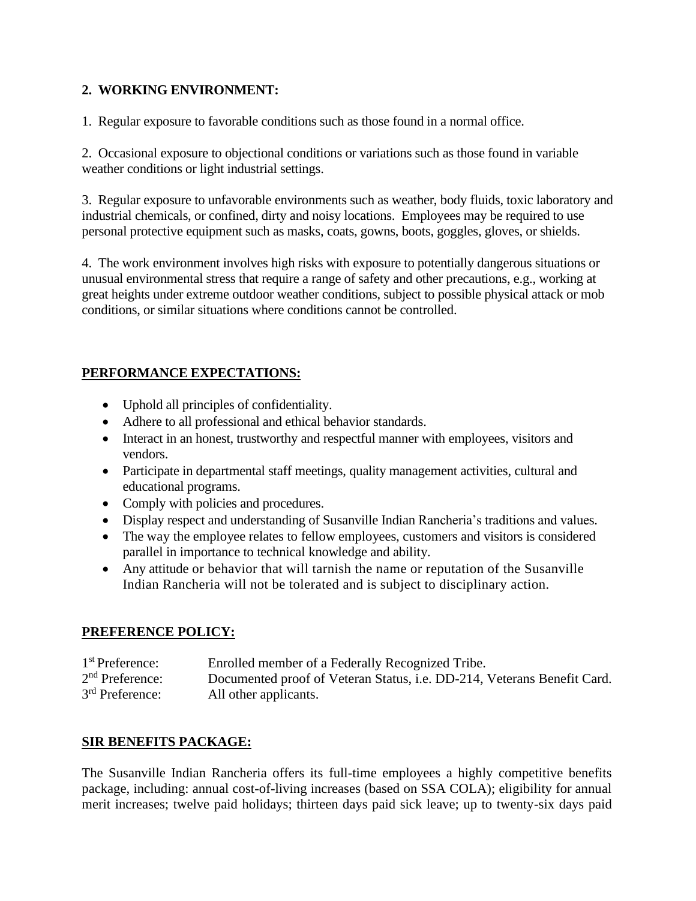**2. WORKING ENVIRONMENT:**

1. Regular exposure to favorable conditions such as those found in a normal office.

2. Occasional exposure to objectional conditions or variations such as those found in variable weather conditions or light industrial settings.

3. Regular exposure to unfavorable environments such as weather, body fluids, toxic laboratory and industrial chemicals, or confined, dirty and noisy locations. Employees may be required to use personal protective equipment such as masks, coats, gowns, boots, goggles, gloves, or shields.

4. The work environment involves high risks with exposure to potentially dangerous situations or unusual environmental stress that require a range of safety and other precautions, e.g., working at great heights under extreme outdoor weather conditions, subject to possible physical attack or mob conditions, or similar situations where conditions cannot be controlled.

**PERFORMANCE EXPECTATIONS:**

- Uphold all principles of confidentiality.
- Adhere to all professional and ethical behavior standards.
- Interact in an honest, trustworthy and respectful manner with employees, visitors and vendors.
- Participate in departmental staff meetings, quality management activities, cultural and educational programs.
- Comply with policies and procedures.
- Display respect and understanding of Susanville Indian Rancheria's traditions and values.
- The way the employee relates to fellow employees, customers and visitors is considered parallel in importance to technical knowledge and ability.
- Any attitude or behavior that will tarnish the name or reputation of the Susanville Indian Rancheria will not be tolerated and is subject to disciplinary action.

**PREFERENCE POLICY:**

1st Preference: Enrolled member of a Federally Recognized Tribe.
2nd Preference: Documented proof of Veteran Status, i.e. DD-214, Veterans Benefit Card.
3rd Preference: All other applicants.

**SIR BENEFITS PACKAGE:**

The Susanville Indian Rancheria offers its full-time employees a highly competitive benefits package, including: annual cost-of-living increases (based on SSA COLA); eligibility for annual merit increases; twelve paid holidays; thirteen days paid sick leave; up to twenty-six days paid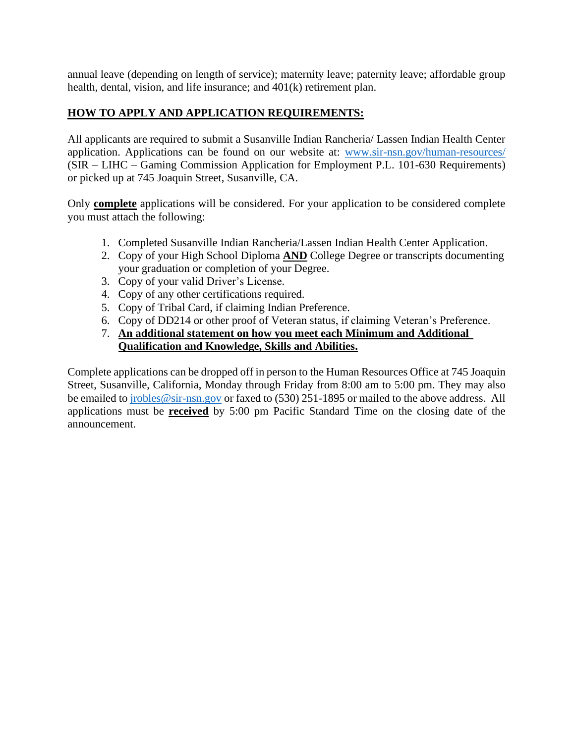annual leave (depending on length of service); maternity leave; paternity leave; affordable group health, dental, vision, and life insurance; and 401(k) retirement plan.

## HOW TO APPLY AND APPLICATION REQUIREMENTS:

All applicants are required to submit a Susanville Indian Rancheria/ Lassen Indian Health Center application. Applications can be found on our website at: www.sir-nsn.gov/human-resources/ (SIR – LIHC – Gaming Commission Application for Employment P.L. 101-630 Requirements) or picked up at 745 Joaquin Street, Susanville, CA.

Only **complete** applications will be considered. For your application to be considered complete you must attach the following:

1. Completed Susanville Indian Rancheria/Lassen Indian Health Center Application.
2. Copy of your High School Diploma **AND** College Degree or transcripts documenting your graduation or completion of your Degree.
3. Copy of your valid Driver's License.
4. Copy of any other certifications required.
5. Copy of Tribal Card, if claiming Indian Preference.
6. Copy of DD214 or other proof of Veteran status, if claiming Veteran's Preference.
7. **An additional statement on how you meet each Minimum and Additional Qualification and Knowledge, Skills and Abilities.**

Complete applications can be dropped off in person to the Human Resources Office at 745 Joaquin Street, Susanville, California, Monday through Friday from 8:00 am to 5:00 pm. They may also be emailed to jrobles@sir-nsn.gov or faxed to (530) 251-1895 or mailed to the above address. All applications must be **received** by 5:00 pm Pacific Standard Time on the closing date of the announcement.